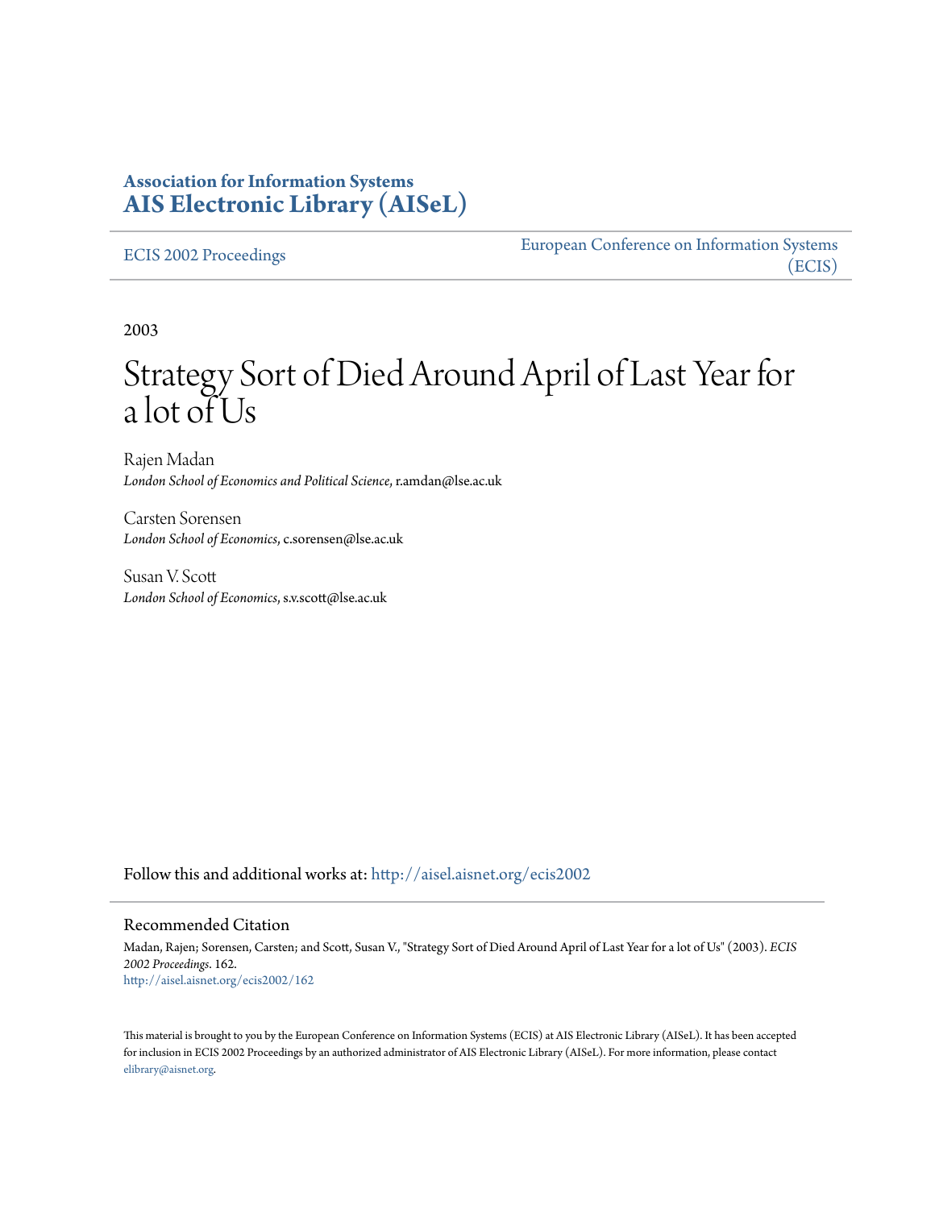**Association for Information Systems**
**AIS Electronic Library (AISeL)**

ECIS 2002 Proceedings

European Conference on Information Systems (ECIS)

2003

# Strategy Sort of Died Around April of Last Year for a lot of Us

Rajen Madan
*London School of Economics and Political Science*, r.amdan@lse.ac.uk

Carsten Sorensen
*London School of Economics*, c.sorensen@lse.ac.uk

Susan V. Scott
*London School of Economics*, s.v.scott@lse.ac.uk

Follow this and additional works at: http://aisel.aisnet.org/ecis2002

## Recommended Citation

Madan, Rajen; Sorensen, Carsten; and Scott, Susan V., "Strategy Sort of Died Around April of Last Year for a lot of Us" (2003). *ECIS 2002 Proceedings*. 162.
http://aisel.aisnet.org/ecis2002/162

This material is brought to you by the European Conference on Information Systems (ECIS) at AIS Electronic Library (AISeL). It has been accepted for inclusion in ECIS 2002 Proceedings by an authorized administrator of AIS Electronic Library (AISeL). For more information, please contact elibrary@aisnet.org.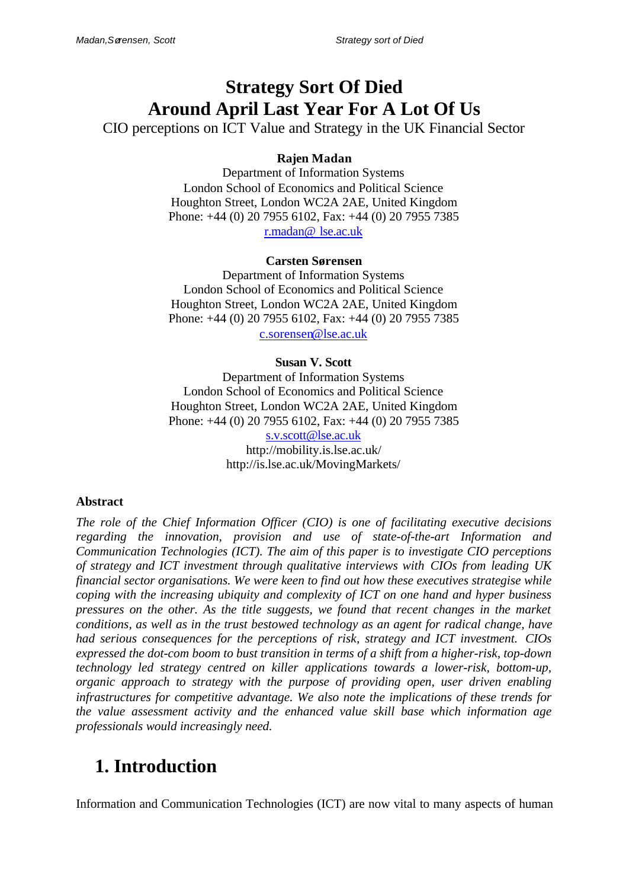# Strategy Sort Of Died Around April Last Year For A Lot Of Us

CIO perceptions on ICT Value and Strategy in the UK Financial Sector

**Rajen Madan**
Department of Information Systems
London School of Economics and Political Science
Houghton Street, London WC2A 2AE, United Kingdom
Phone: +44 (0) 20 7955 6102, Fax: +44 (0) 20 7955 7385
r.madan@ lse.ac.uk

**Carsten Sørensen**
Department of Information Systems
London School of Economics and Political Science
Houghton Street, London WC2A 2AE, United Kingdom
Phone: +44 (0) 20 7955 6102, Fax: +44 (0) 20 7955 7385
c.sorensen@lse.ac.uk

**Susan V. Scott**
Department of Information Systems
London School of Economics and Political Science
Houghton Street, London WC2A 2AE, United Kingdom
Phone: +44 (0) 20 7955 6102, Fax: +44 (0) 20 7955 7385
s.v.scott@lse.ac.uk
http://mobility.is.lse.ac.uk/
http://is.lse.ac.uk/MovingMarkets/

### Abstract

*The role of the Chief Information Officer (CIO) is one of facilitating executive decisions regarding the innovation, provision and use of state-of-the-art Information and Communication Technologies (ICT). The aim of this paper is to investigate CIO perceptions of strategy and ICT investment through qualitative interviews with CIOs from leading UK financial sector organisations. We were keen to find out how these executives strategise while coping with the increasing ubiquity and complexity of ICT on one hand and hyper business pressures on the other. As the title suggests, we found that recent changes in the market conditions, as well as in the trust bestowed technology as an agent for radical change, have had serious consequences for the perceptions of risk, strategy and ICT investment. CIOs expressed the dot-com boom to bust transition in terms of a shift from a higher-risk, top-down technology led strategy centred on killer applications towards a lower-risk, bottom-up, organic approach to strategy with the purpose of providing open, user driven enabling infrastructures for competitive advantage. We also note the implications of these trends for the value assessment activity and the enhanced value skill base which information age professionals would increasingly need.*

## 1. Introduction

Information and Communication Technologies (ICT) are now vital to many aspects of human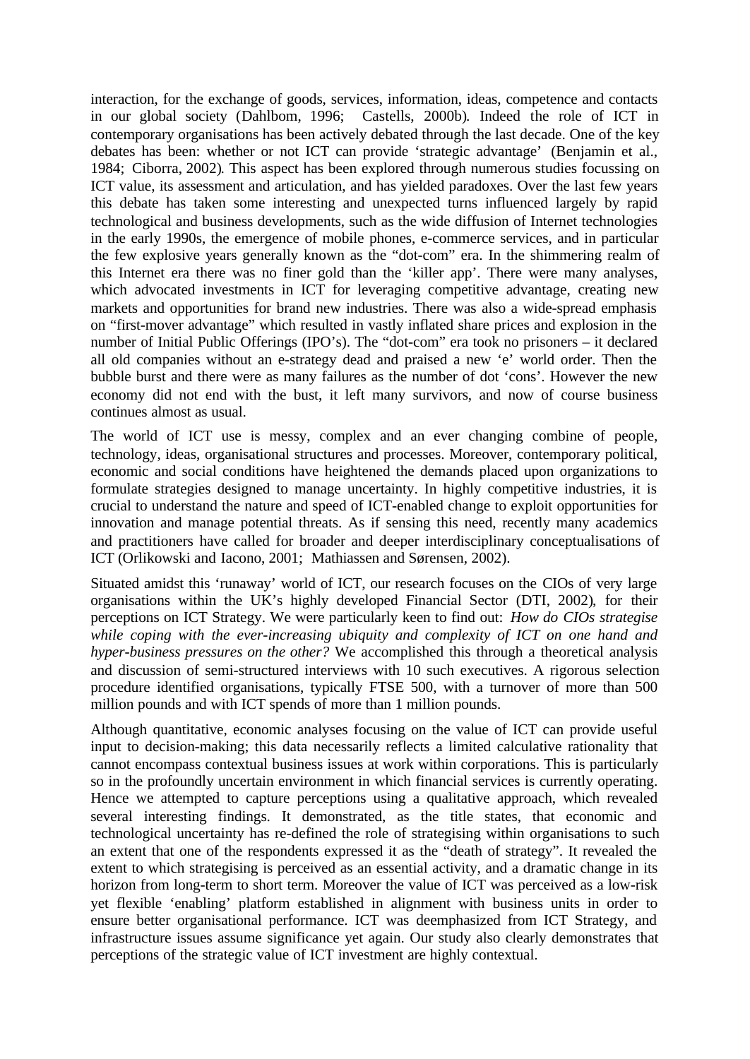interaction, for the exchange of goods, services, information, ideas, competence and contacts in our global society (Dahlbom, 1996; Castells, 2000b). Indeed the role of ICT in contemporary organisations has been actively debated through the last decade. One of the key debates has been: whether or not ICT can provide 'strategic advantage' (Benjamin et al., 1984; Ciborra, 2002). This aspect has been explored through numerous studies focussing on ICT value, its assessment and articulation, and has yielded paradoxes. Over the last few years this debate has taken some interesting and unexpected turns influenced largely by rapid technological and business developments, such as the wide diffusion of Internet technologies in the early 1990s, the emergence of mobile phones, e-commerce services, and in particular the few explosive years generally known as the "dot-com" era. In the shimmering realm of this Internet era there was no finer gold than the 'killer app'. There were many analyses, which advocated investments in ICT for leveraging competitive advantage, creating new markets and opportunities for brand new industries. There was also a wide-spread emphasis on "first-mover advantage" which resulted in vastly inflated share prices and explosion in the number of Initial Public Offerings (IPO's). The "dot-com" era took no prisoners – it declared all old companies without an e-strategy dead and praised a new 'e' world order. Then the bubble burst and there were as many failures as the number of dot 'cons'. However the new economy did not end with the bust, it left many survivors, and now of course business continues almost as usual.

The world of ICT use is messy, complex and an ever changing combine of people, technology, ideas, organisational structures and processes. Moreover, contemporary political, economic and social conditions have heightened the demands placed upon organizations to formulate strategies designed to manage uncertainty. In highly competitive industries, it is crucial to understand the nature and speed of ICT-enabled change to exploit opportunities for innovation and manage potential threats. As if sensing this need, recently many academics and practitioners have called for broader and deeper interdisciplinary conceptualisations of ICT (Orlikowski and Iacono, 2001; Mathiassen and Sørensen, 2002).

Situated amidst this 'runaway' world of ICT, our research focuses on the CIOs of very large organisations within the UK's highly developed Financial Sector (DTI, 2002), for their perceptions on ICT Strategy. We were particularly keen to find out: *How do CIOs strategise while coping with the ever-increasing ubiquity and complexity of ICT on one hand and hyper-business pressures on the other?* We accomplished this through a theoretical analysis and discussion of semi-structured interviews with 10 such executives. A rigorous selection procedure identified organisations, typically FTSE 500, with a turnover of more than 500 million pounds and with ICT spends of more than 1 million pounds.

Although quantitative, economic analyses focusing on the value of ICT can provide useful input to decision-making; this data necessarily reflects a limited calculative rationality that cannot encompass contextual business issues at work within corporations. This is particularly so in the profoundly uncertain environment in which financial services is currently operating. Hence we attempted to capture perceptions using a qualitative approach, which revealed several interesting findings. It demonstrated, as the title states, that economic and technological uncertainty has re-defined the role of strategising within organisations to such an extent that one of the respondents expressed it as the "death of strategy". It revealed the extent to which strategising is perceived as an essential activity, and a dramatic change in its horizon from long-term to short term. Moreover the value of ICT was perceived as a low-risk yet flexible 'enabling' platform established in alignment with business units in order to ensure better organisational performance. ICT was deemphasized from ICT Strategy, and infrastructure issues assume significance yet again. Our study also clearly demonstrates that perceptions of the strategic value of ICT investment are highly contextual.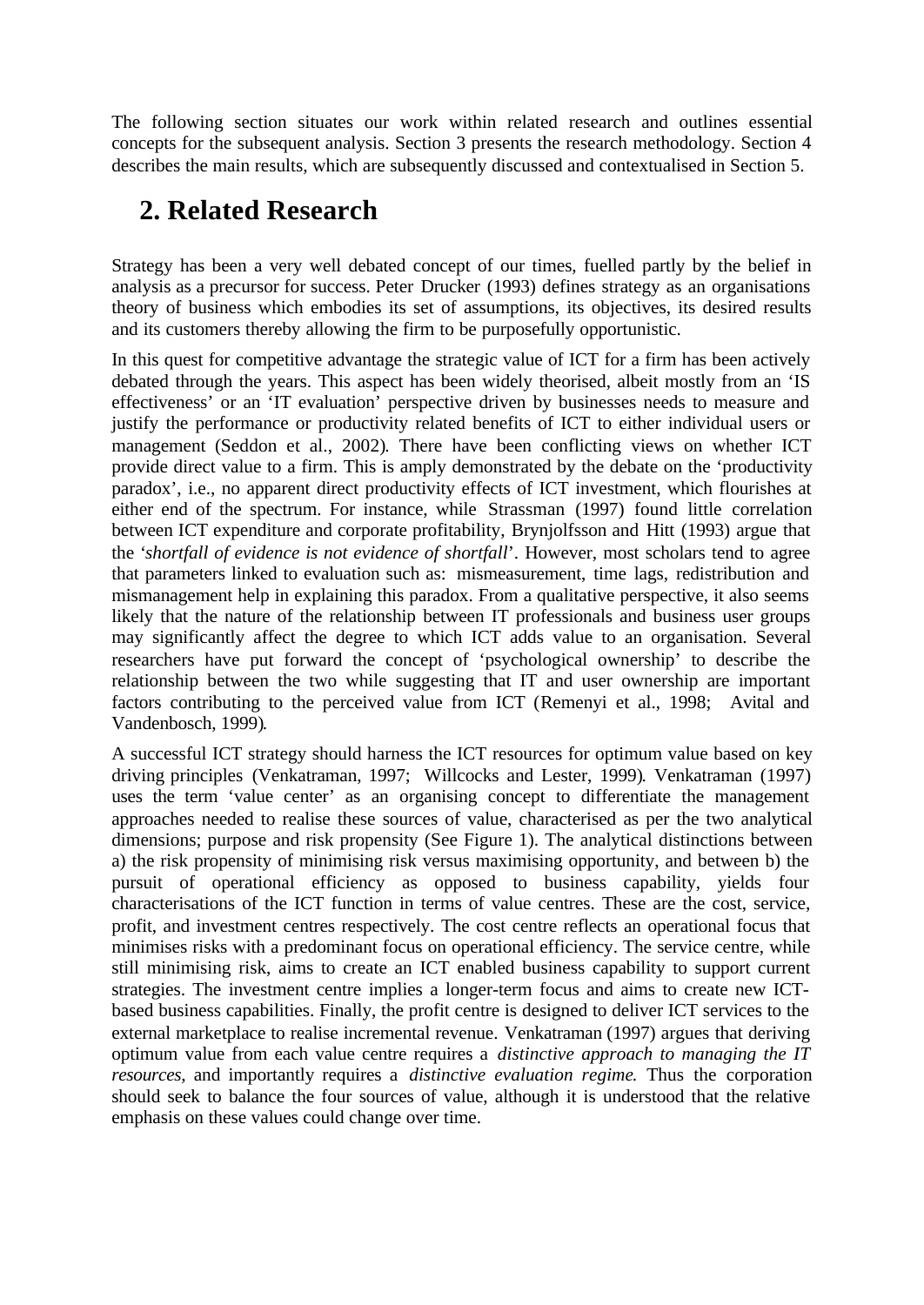The following section situates our work within related research and outlines essential concepts for the subsequent analysis. Section 3 presents the research methodology. Section 4 describes the main results, which are subsequently discussed and contextualised in Section 5.

## 2. Related Research

Strategy has been a very well debated concept of our times, fuelled partly by the belief in analysis as a precursor for success. Peter Drucker (1993) defines strategy as an organisations theory of business which embodies its set of assumptions, its objectives, its desired results and its customers thereby allowing the firm to be purposefully opportunistic.

In this quest for competitive advantage the strategic value of ICT for a firm has been actively debated through the years. This aspect has been widely theorised, albeit mostly from an 'IS effectiveness' or an 'IT evaluation' perspective driven by businesses needs to measure and justify the performance or productivity related benefits of ICT to either individual users or management (Seddon et al., 2002). There have been conflicting views on whether ICT provide direct value to a firm. This is amply demonstrated by the debate on the 'productivity paradox', i.e., no apparent direct productivity effects of ICT investment, which flourishes at either end of the spectrum. For instance, while Strassman (1997) found little correlation between ICT expenditure and corporate profitability, Brynjolfsson and Hitt (1993) argue that the '*shortfall of evidence is not evidence of shortfall*'. However, most scholars tend to agree that parameters linked to evaluation such as: mismeasurement, time lags, redistribution and mismanagement help in explaining this paradox. From a qualitative perspective, it also seems likely that the nature of the relationship between IT professionals and business user groups may significantly affect the degree to which ICT adds value to an organisation. Several researchers have put forward the concept of 'psychological ownership' to describe the relationship between the two while suggesting that IT and user ownership are important factors contributing to the perceived value from ICT (Remenyi et al., 1998; Avital and Vandenbosch, 1999).

A successful ICT strategy should harness the ICT resources for optimum value based on key driving principles (Venkatraman, 1997; Willcocks and Lester, 1999). Venkatraman (1997) uses the term 'value center' as an organising concept to differentiate the management approaches needed to realise these sources of value, characterised as per the two analytical dimensions; purpose and risk propensity (See Figure 1). The analytical distinctions between a) the risk propensity of minimising risk versus maximising opportunity, and between b) the pursuit of operational efficiency as opposed to business capability, yields four characterisations of the ICT function in terms of value centres. These are the cost, service, profit, and investment centres respectively. The cost centre reflects an operational focus that minimises risks with a predominant focus on operational efficiency. The service centre, while still minimising risk, aims to create an ICT enabled business capability to support current strategies. The investment centre implies a longer-term focus and aims to create new ICT-based business capabilities. Finally, the profit centre is designed to deliver ICT services to the external marketplace to realise incremental revenue. Venkatraman (1997) argues that deriving optimum value from each value centre requires a *distinctive approach to managing the IT resources*, and importantly requires a *distinctive evaluation regime*. Thus the corporation should seek to balance the four sources of value, although it is understood that the relative emphasis on these values could change over time.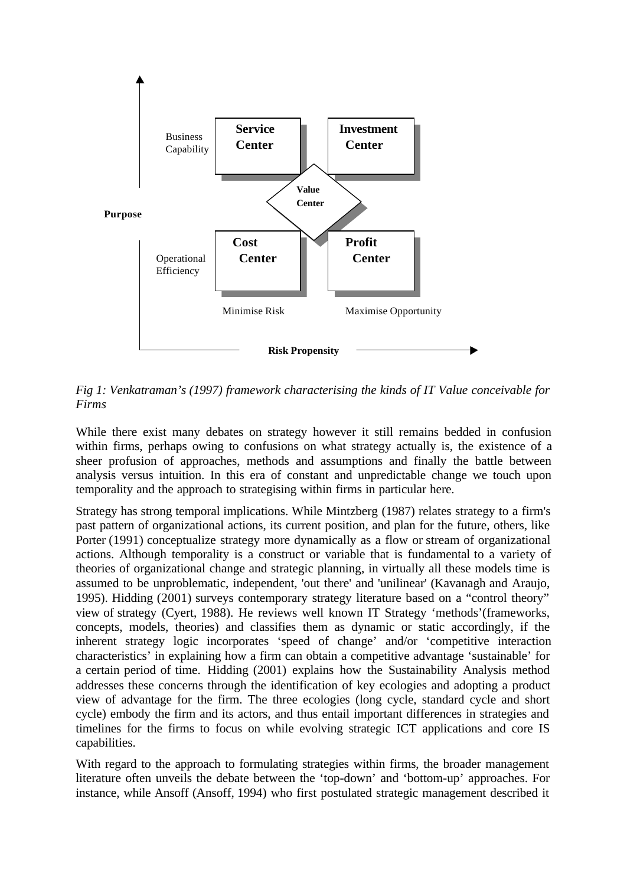*Fig 1: Venkatraman's (1997) framework characterising the kinds of IT Value conceivable for Firms*

While there exist many debates on strategy however it still remains bedded in confusion within firms, perhaps owing to confusions on what strategy actually is, the existence of a sheer profusion of approaches, methods and assumptions and finally the battle between analysis versus intuition. In this era of constant and unpredictable change we touch upon temporality and the approach to strategising within firms in particular here.

Strategy has strong temporal implications. While Mintzberg (1987) relates strategy to a firm's past pattern of organizational actions, its current position, and plan for the future, others, like Porter (1991) conceptualize strategy more dynamically as a flow or stream of organizational actions. Although temporality is a construct or variable that is fundamental to a variety of theories of organizational change and strategic planning, in virtually all these models time is assumed to be unproblematic, independent, 'out there' and 'unilinear' (Kavanagh and Araujo, 1995). Hidding (2001) surveys contemporary strategy literature based on a "control theory" view of strategy (Cyert, 1988). He reviews well known IT Strategy 'methods'(frameworks, concepts, models, theories) and classifies them as dynamic or static accordingly, if the inherent strategy logic incorporates 'speed of change' and/or 'competitive interaction characteristics' in explaining how a firm can obtain a competitive advantage 'sustainable' for a certain period of time. Hidding (2001) explains how the Sustainability Analysis method addresses these concerns through the identification of key ecologies and adopting a product view of advantage for the firm. The three ecologies (long cycle, standard cycle and short cycle) embody the firm and its actors, and thus entail important differences in strategies and timelines for the firms to focus on while evolving strategic ICT applications and core IS capabilities.

With regard to the approach to formulating strategies within firms, the broader management literature often unveils the debate between the 'top-down' and 'bottom-up' approaches. For instance, while Ansoff (Ansoff, 1994) who first postulated strategic management described it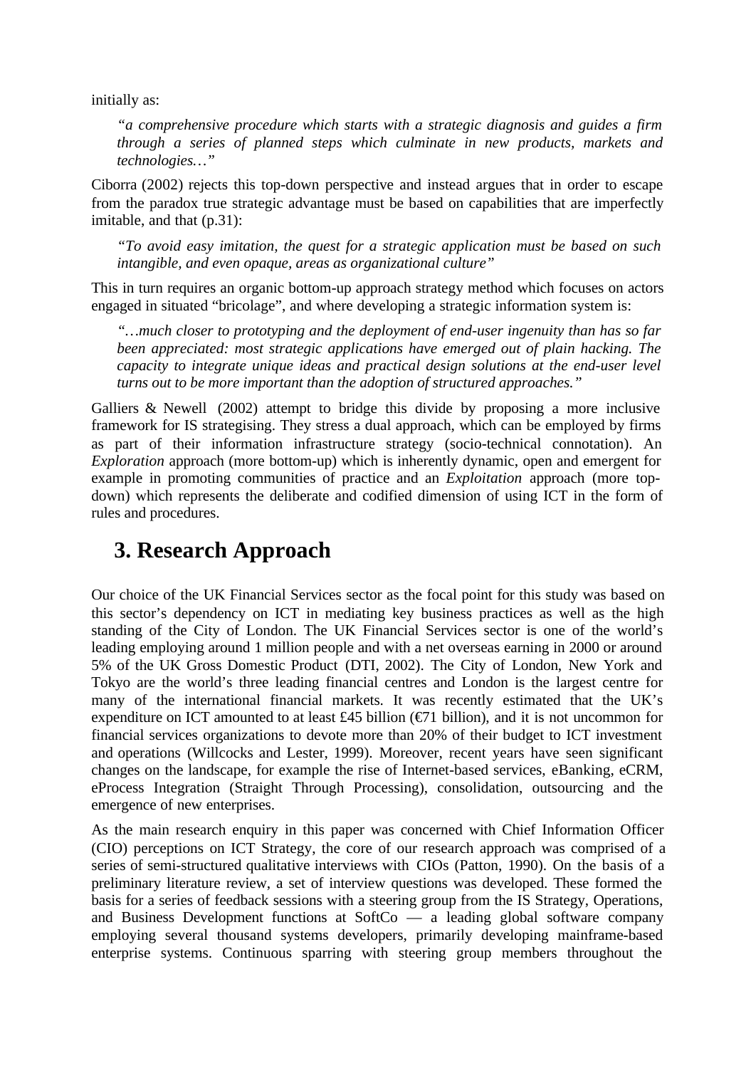initially as:

> *"a comprehensive procedure which starts with a strategic diagnosis and guides a firm through a series of planned steps which culminate in new products, markets and technologies…"*

Ciborra (2002) rejects this top-down perspective and instead argues that in order to escape from the paradox true strategic advantage must be based on capabilities that are imperfectly imitable, and that (p.31):

> *"To avoid easy imitation, the quest for a strategic application must be based on such intangible, and even opaque, areas as organizational culture"*

This in turn requires an organic bottom-up approach strategy method which focuses on actors engaged in situated "bricolage", and where developing a strategic information system is:

> *"…much closer to prototyping and the deployment of end-user ingenuity than has so far been appreciated: most strategic applications have emerged out of plain hacking. The capacity to integrate unique ideas and practical design solutions at the end-user level turns out to be more important than the adoption of structured approaches."*

Galliers & Newell (2002) attempt to bridge this divide by proposing a more inclusive framework for IS strategising. They stress a dual approach, which can be employed by firms as part of their information infrastructure strategy (socio-technical connotation). An *Exploration* approach (more bottom-up) which is inherently dynamic, open and emergent for example in promoting communities of practice and an *Exploitation* approach (more top-down) which represents the deliberate and codified dimension of using ICT in the form of rules and procedures.

# 3. Research Approach

Our choice of the UK Financial Services sector as the focal point for this study was based on this sector's dependency on ICT in mediating key business practices as well as the high standing of the City of London. The UK Financial Services sector is one of the world's leading employing around 1 million people and with a net overseas earning in 2000 or around 5% of the UK Gross Domestic Product (DTI, 2002). The City of London, New York and Tokyo are the world's three leading financial centres and London is the largest centre for many of the international financial markets. It was recently estimated that the UK's expenditure on ICT amounted to at least £45 billion (€71 billion), and it is not uncommon for financial services organizations to devote more than 20% of their budget to ICT investment and operations (Willcocks and Lester, 1999). Moreover, recent years have seen significant changes on the landscape, for example the rise of Internet-based services, eBanking, eCRM, eProcess Integration (Straight Through Processing), consolidation, outsourcing and the emergence of new enterprises.

As the main research enquiry in this paper was concerned with Chief Information Officer (CIO) perceptions on ICT Strategy, the core of our research approach was comprised of a series of semi-structured qualitative interviews with CIOs (Patton, 1990). On the basis of a preliminary literature review, a set of interview questions was developed. These formed the basis for a series of feedback sessions with a steering group from the IS Strategy, Operations, and Business Development functions at SoftCo — a leading global software company employing several thousand systems developers, primarily developing mainframe-based enterprise systems. Continuous sparring with steering group members throughout the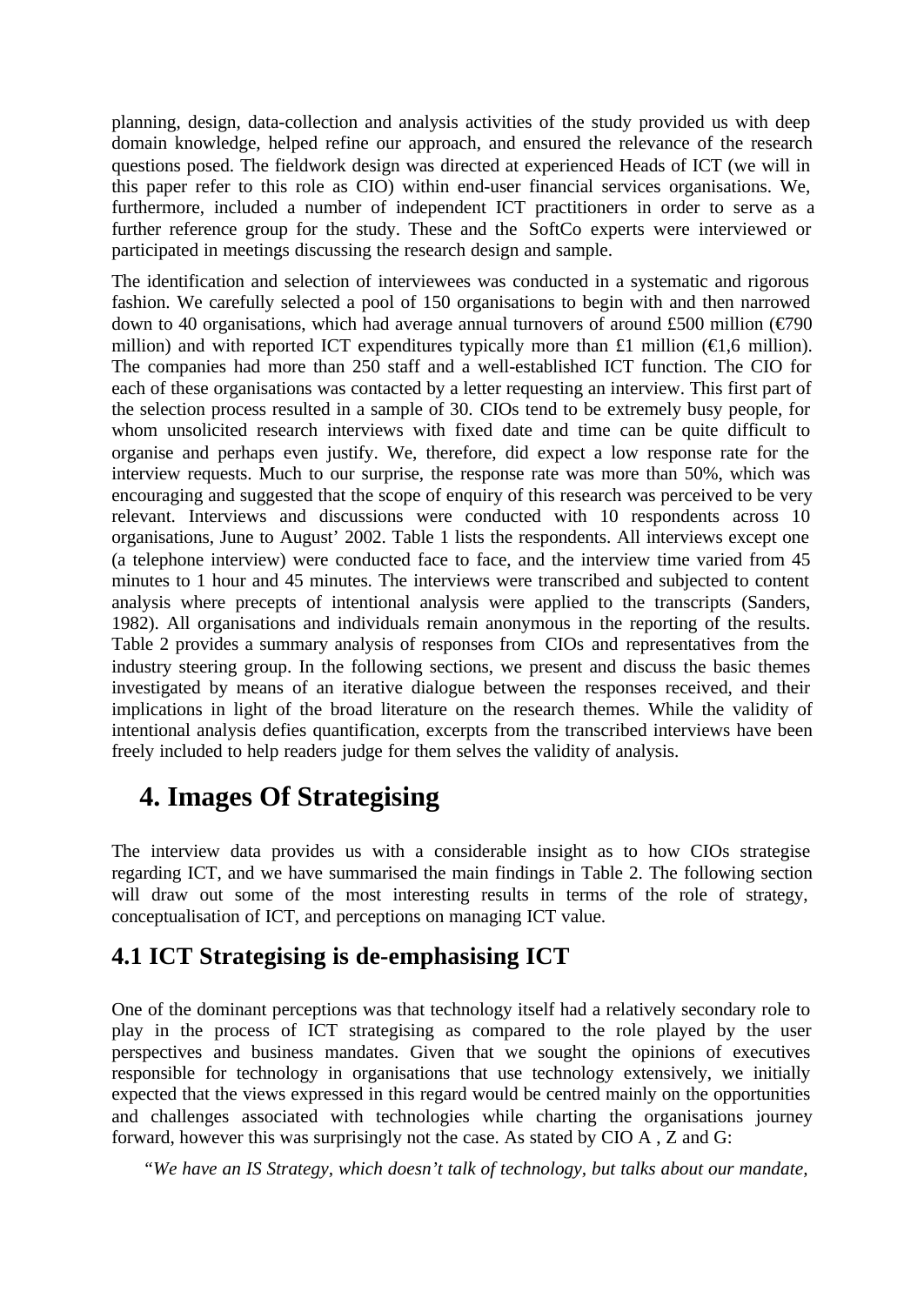planning, design, data-collection and analysis activities of the study provided us with deep domain knowledge, helped refine our approach, and ensured the relevance of the research questions posed. The fieldwork design was directed at experienced Heads of ICT (we will in this paper refer to this role as CIO) within end-user financial services organisations. We, furthermore, included a number of independent ICT practitioners in order to serve as a further reference group for the study. These and the SoftCo experts were interviewed or participated in meetings discussing the research design and sample.

The identification and selection of interviewees was conducted in a systematic and rigorous fashion. We carefully selected a pool of 150 organisations to begin with and then narrowed down to 40 organisations, which had average annual turnovers of around £500 million (€790 million) and with reported ICT expenditures typically more than £1 million (€1,6 million). The companies had more than 250 staff and a well-established ICT function. The CIO for each of these organisations was contacted by a letter requesting an interview. This first part of the selection process resulted in a sample of 30. CIOs tend to be extremely busy people, for whom unsolicited research interviews with fixed date and time can be quite difficult to organise and perhaps even justify. We, therefore, did expect a low response rate for the interview requests. Much to our surprise, the response rate was more than 50%, which was encouraging and suggested that the scope of enquiry of this research was perceived to be very relevant. Interviews and discussions were conducted with 10 respondents across 10 organisations, June to August' 2002. Table 1 lists the respondents. All interviews except one (a telephone interview) were conducted face to face, and the interview time varied from 45 minutes to 1 hour and 45 minutes. The interviews were transcribed and subjected to content analysis where precepts of intentional analysis were applied to the transcripts (Sanders, 1982). All organisations and individuals remain anonymous in the reporting of the results. Table 2 provides a summary analysis of responses from CIOs and representatives from the industry steering group. In the following sections, we present and discuss the basic themes investigated by means of an iterative dialogue between the responses received, and their implications in light of the broad literature on the research themes. While the validity of intentional analysis defies quantification, excerpts from the transcribed interviews have been freely included to help readers judge for them selves the validity of analysis.

# 4. Images Of Strategising

The interview data provides us with a considerable insight as to how CIOs strategise regarding ICT, and we have summarised the main findings in Table 2. The following section will draw out some of the most interesting results in terms of the role of strategy, conceptualisation of ICT, and perceptions on managing ICT value.

## 4.1 ICT Strategising is de-emphasising ICT

One of the dominant perceptions was that technology itself had a relatively secondary role to play in the process of ICT strategising as compared to the role played by the user perspectives and business mandates. Given that we sought the opinions of executives responsible for technology in organisations that use technology extensively, we initially expected that the views expressed in this regard would be centred mainly on the opportunities and challenges associated with technologies while charting the organisations journey forward, however this was surprisingly not the case. As stated by CIO A , Z and G:

*"We have an IS Strategy, which doesn't talk of technology, but talks about our mandate,*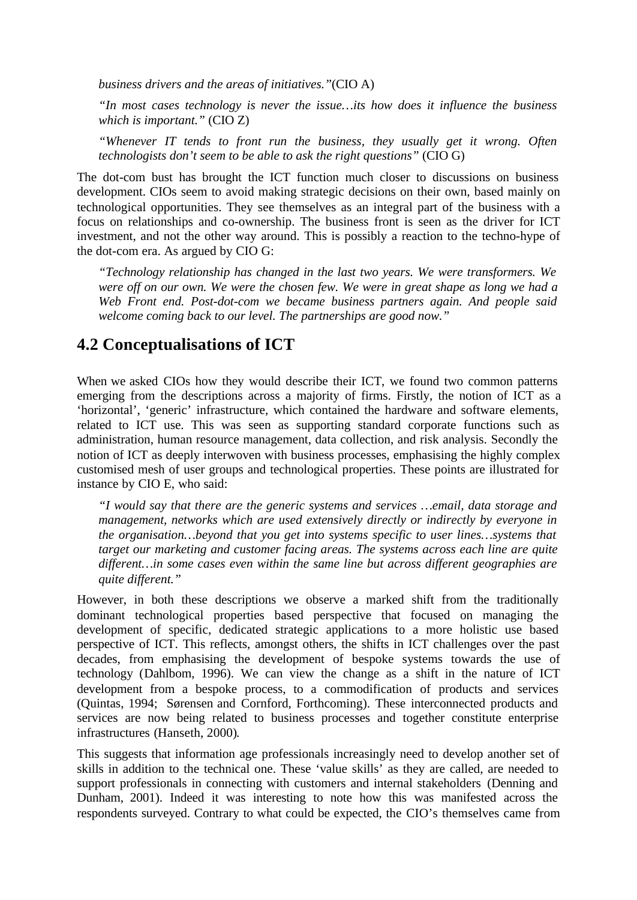*business drivers and the areas of initiatives."*(CIO A)

> *"In most cases technology is never the issue…its how does it influence the business which is important."* (CIO Z)

> *"Whenever IT tends to front run the business, they usually get it wrong. Often technologists don't seem to be able to ask the right questions"* (CIO G)

The dot-com bust has brought the ICT function much closer to discussions on business development. CIOs seem to avoid making strategic decisions on their own, based mainly on technological opportunities. They see themselves as an integral part of the business with a focus on relationships and co-ownership. The business front is seen as the driver for ICT investment, and not the other way around. This is possibly a reaction to the techno-hype of the dot-com era. As argued by CIO G:

> *"Technology relationship has changed in the last two years. We were transformers. We were off on our own. We were the chosen few. We were in great shape as long we had a Web Front end. Post-dot-com we became business partners again. And people said welcome coming back to our level. The partnerships are good now."*

## 4.2 Conceptualisations of ICT

When we asked CIOs how they would describe their ICT, we found two common patterns emerging from the descriptions across a majority of firms. Firstly, the notion of ICT as a 'horizontal', 'generic' infrastructure, which contained the hardware and software elements, related to ICT use. This was seen as supporting standard corporate functions such as administration, human resource management, data collection, and risk analysis. Secondly the notion of ICT as deeply interwoven with business processes, emphasising the highly complex customised mesh of user groups and technological properties. These points are illustrated for instance by CIO E, who said:

> *"I would say that there are the generic systems and services …email, data storage and management, networks which are used extensively directly or indirectly by everyone in the organisation…beyond that you get into systems specific to user lines…systems that target our marketing and customer facing areas. The systems across each line are quite different…in some cases even within the same line but across different geographies are quite different."*

However, in both these descriptions we observe a marked shift from the traditionally dominant technological properties based perspective that focused on managing the development of specific, dedicated strategic applications to a more holistic use based perspective of ICT. This reflects, amongst others, the shifts in ICT challenges over the past decades, from emphasising the development of bespoke systems towards the use of technology (Dahlbom, 1996). We can view the change as a shift in the nature of ICT development from a bespoke process, to a commodification of products and services (Quintas, 1994; Sørensen and Cornford, Forthcoming). These interconnected products and services are now being related to business processes and together constitute enterprise infrastructures (Hanseth, 2000).

This suggests that information age professionals increasingly need to develop another set of skills in addition to the technical one. These 'value skills' as they are called, are needed to support professionals in connecting with customers and internal stakeholders (Denning and Dunham, 2001). Indeed it was interesting to note how this was manifested across the respondents surveyed. Contrary to what could be expected, the CIO's themselves came from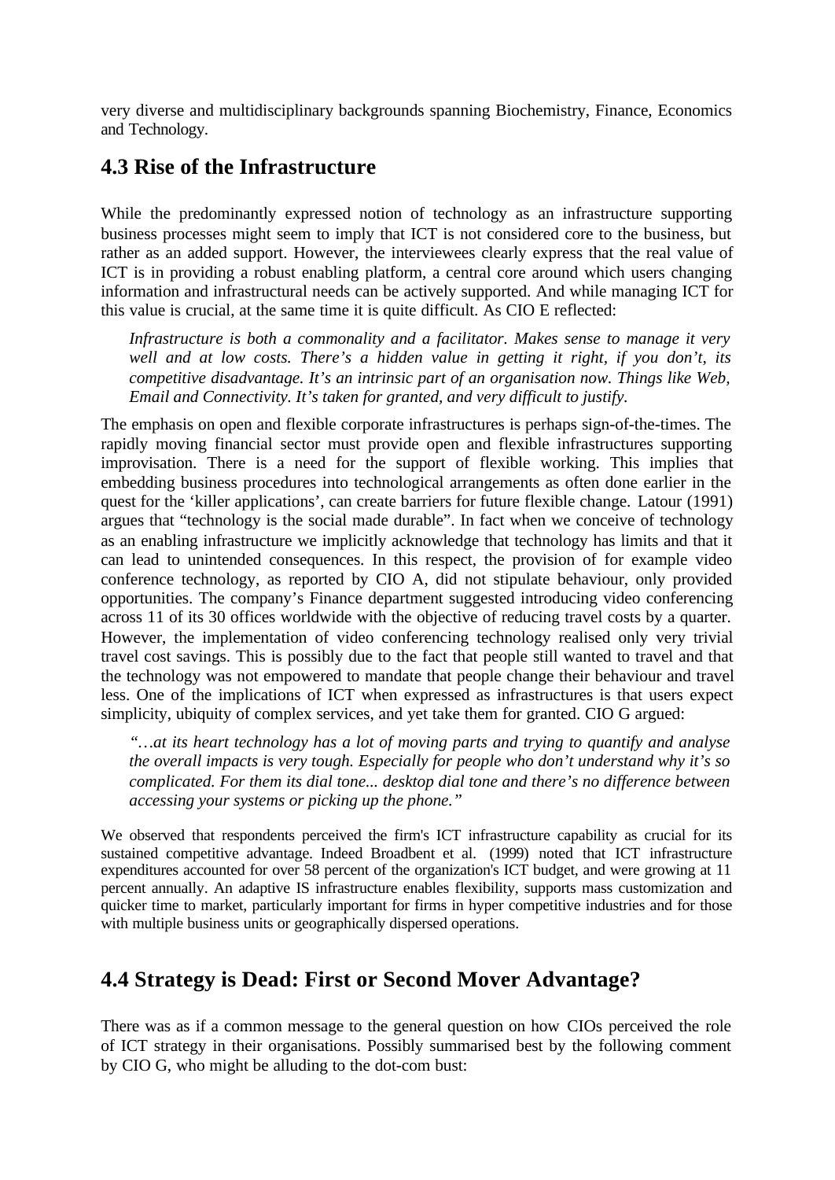very diverse and multidisciplinary backgrounds spanning Biochemistry, Finance, Economics and Technology.

## 4.3 Rise of the Infrastructure

While the predominantly expressed notion of technology as an infrastructure supporting business processes might seem to imply that ICT is not considered core to the business, but rather as an added support. However, the interviewees clearly express that the real value of ICT is in providing a robust enabling platform, a central core around which users changing information and infrastructural needs can be actively supported. And while managing ICT for this value is crucial, at the same time it is quite difficult. As CIO E reflected:

> *Infrastructure is both a commonality and a facilitator. Makes sense to manage it very well and at low costs. There's a hidden value in getting it right, if you don't, its competitive disadvantage. It's an intrinsic part of an organisation now. Things like Web, Email and Connectivity. It's taken for granted, and very difficult to justify.*

The emphasis on open and flexible corporate infrastructures is perhaps sign-of-the-times. The rapidly moving financial sector must provide open and flexible infrastructures supporting improvisation. There is a need for the support of flexible working. This implies that embedding business procedures into technological arrangements as often done earlier in the quest for the 'killer applications', can create barriers for future flexible change. Latour (1991) argues that "technology is the social made durable". In fact when we conceive of technology as an enabling infrastructure we implicitly acknowledge that technology has limits and that it can lead to unintended consequences. In this respect, the provision of for example video conference technology, as reported by CIO A, did not stipulate behaviour, only provided opportunities. The company's Finance department suggested introducing video conferencing across 11 of its 30 offices worldwide with the objective of reducing travel costs by a quarter. However, the implementation of video conferencing technology realised only very trivial travel cost savings. This is possibly due to the fact that people still wanted to travel and that the technology was not empowered to mandate that people change their behaviour and travel less. One of the implications of ICT when expressed as infrastructures is that users expect simplicity, ubiquity of complex services, and yet take them for granted. CIO G argued:

> *"…at its heart technology has a lot of moving parts and trying to quantify and analyse the overall impacts is very tough. Especially for people who don't understand why it's so complicated. For them its dial tone... desktop dial tone and there's no difference between accessing your systems or picking up the phone."*

We observed that respondents perceived the firm's ICT infrastructure capability as crucial for its sustained competitive advantage. Indeed Broadbent et al. (1999) noted that ICT infrastructure expenditures accounted for over 58 percent of the organization's ICT budget, and were growing at 11 percent annually. An adaptive IS infrastructure enables flexibility, supports mass customization and quicker time to market, particularly important for firms in hyper competitive industries and for those with multiple business units or geographically dispersed operations.

## 4.4 Strategy is Dead: First or Second Mover Advantage?

There was as if a common message to the general question on how CIOs perceived the role of ICT strategy in their organisations. Possibly summarised best by the following comment by CIO G, who might be alluding to the dot-com bust: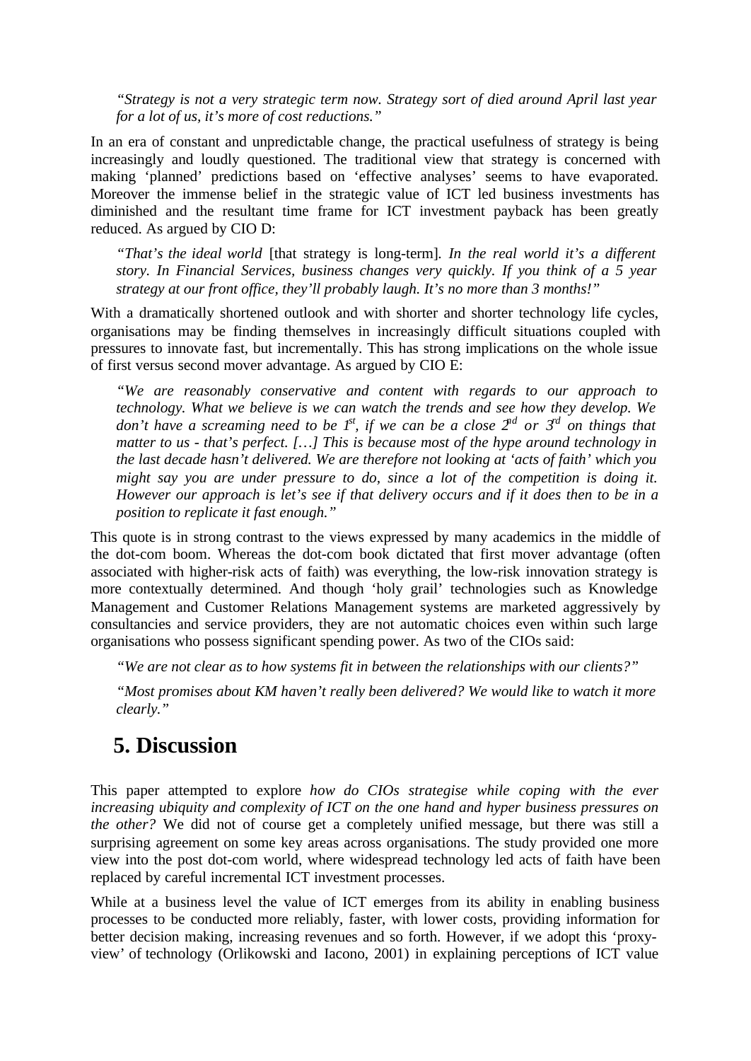> *"Strategy is not a very strategic term now. Strategy sort of died around April last year for a lot of us, it's more of cost reductions."*

In an era of constant and unpredictable change, the practical usefulness of strategy is being increasingly and loudly questioned. The traditional view that strategy is concerned with making 'planned' predictions based on 'effective analyses' seems to have evaporated. Moreover the immense belief in the strategic value of ICT led business investments has diminished and the resultant time frame for ICT investment payback has been greatly reduced. As argued by CIO D:

> *"That's the ideal world* [that strategy is long-term]*. In the real world it's a different story. In Financial Services, business changes very quickly. If you think of a 5 year strategy at our front office, they'll probably laugh. It's no more than 3 months!"*

With a dramatically shortened outlook and with shorter and shorter technology life cycles, organisations may be finding themselves in increasingly difficult situations coupled with pressures to innovate fast, but incrementally. This has strong implications on the whole issue of first versus second mover advantage. As argued by CIO E:

> *"We are reasonably conservative and content with regards to our approach to technology. What we believe is we can watch the trends and see how they develop. We don't have a screaming need to be 1st, if we can be a close 2nd or 3rd on things that matter to us - that's perfect. […] This is because most of the hype around technology in the last decade hasn't delivered. We are therefore not looking at 'acts of faith' which you might say you are under pressure to do, since a lot of the competition is doing it. However our approach is let's see if that delivery occurs and if it does then to be in a position to replicate it fast enough."*

This quote is in strong contrast to the views expressed by many academics in the middle of the dot-com boom. Whereas the dot-com book dictated that first mover advantage (often associated with higher-risk acts of faith) was everything, the low-risk innovation strategy is more contextually determined. And though 'holy grail' technologies such as Knowledge Management and Customer Relations Management systems are marketed aggressively by consultancies and service providers, they are not automatic choices even within such large organisations who possess significant spending power. As two of the CIOs said:

> *"We are not clear as to how systems fit in between the relationships with our clients?"*
>
> *"Most promises about KM haven't really been delivered? We would like to watch it more clearly."*

## 5. Discussion

This paper attempted to explore *how do CIOs strategise while coping with the ever increasing ubiquity and complexity of ICT on the one hand and hyper business pressures on the other?* We did not of course get a completely unified message, but there was still a surprising agreement on some key areas across organisations. The study provided one more view into the post dot-com world, where widespread technology led acts of faith have been replaced by careful incremental ICT investment processes.

While at a business level the value of ICT emerges from its ability in enabling business processes to be conducted more reliably, faster, with lower costs, providing information for better decision making, increasing revenues and so forth. However, if we adopt this 'proxy-view' of technology (Orlikowski and Iacono, 2001) in explaining perceptions of ICT value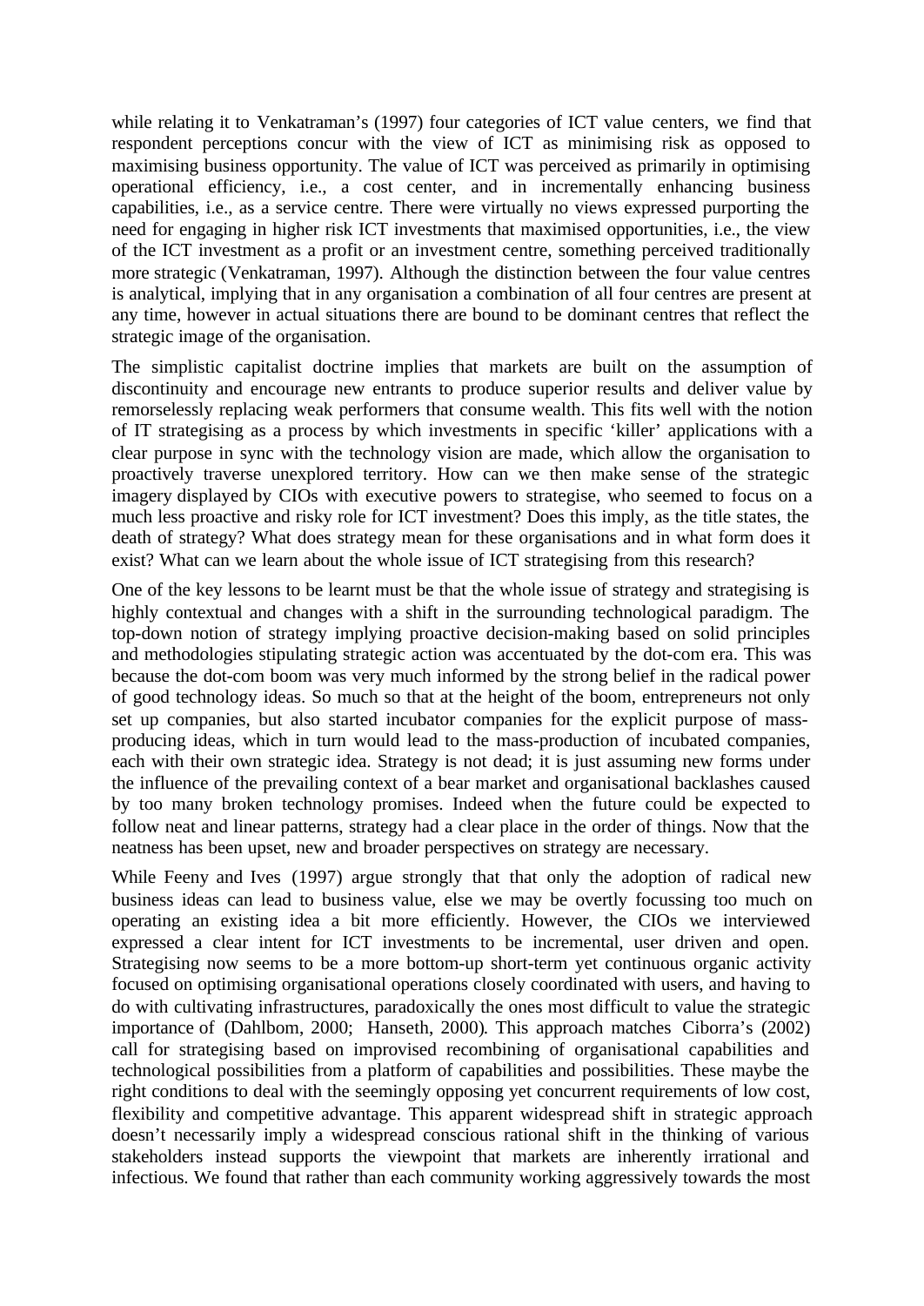while relating it to Venkatraman's (1997) four categories of ICT value centers, we find that respondent perceptions concur with the view of ICT as minimising risk as opposed to maximising business opportunity. The value of ICT was perceived as primarily in optimising operational efficiency, i.e., a cost center, and in incrementally enhancing business capabilities, i.e., as a service centre. There were virtually no views expressed purporting the need for engaging in higher risk ICT investments that maximised opportunities, i.e., the view of the ICT investment as a profit or an investment centre, something perceived traditionally more strategic (Venkatraman, 1997). Although the distinction between the four value centres is analytical, implying that in any organisation a combination of all four centres are present at any time, however in actual situations there are bound to be dominant centres that reflect the strategic image of the organisation.

The simplistic capitalist doctrine implies that markets are built on the assumption of discontinuity and encourage new entrants to produce superior results and deliver value by remorselessly replacing weak performers that consume wealth. This fits well with the notion of IT strategising as a process by which investments in specific 'killer' applications with a clear purpose in sync with the technology vision are made, which allow the organisation to proactively traverse unexplored territory. How can we then make sense of the strategic imagery displayed by CIOs with executive powers to strategise, who seemed to focus on a much less proactive and risky role for ICT investment? Does this imply, as the title states, the death of strategy? What does strategy mean for these organisations and in what form does it exist? What can we learn about the whole issue of ICT strategising from this research?

One of the key lessons to be learnt must be that the whole issue of strategy and strategising is highly contextual and changes with a shift in the surrounding technological paradigm. The top-down notion of strategy implying proactive decision-making based on solid principles and methodologies stipulating strategic action was accentuated by the dot-com era. This was because the dot-com boom was very much informed by the strong belief in the radical power of good technology ideas. So much so that at the height of the boom, entrepreneurs not only set up companies, but also started incubator companies for the explicit purpose of mass-producing ideas, which in turn would lead to the mass-production of incubated companies, each with their own strategic idea. Strategy is not dead; it is just assuming new forms under the influence of the prevailing context of a bear market and organisational backlashes caused by too many broken technology promises. Indeed when the future could be expected to follow neat and linear patterns, strategy had a clear place in the order of things. Now that the neatness has been upset, new and broader perspectives on strategy are necessary.

While Feeny and Ives (1997) argue strongly that that only the adoption of radical new business ideas can lead to business value, else we may be overtly focussing too much on operating an existing idea a bit more efficiently. However, the CIOs we interviewed expressed a clear intent for ICT investments to be incremental, user driven and open. Strategising now seems to be a more bottom-up short-term yet continuous organic activity focused on optimising organisational operations closely coordinated with users, and having to do with cultivating infrastructures, paradoxically the ones most difficult to value the strategic importance of (Dahlbom, 2000; Hanseth, 2000). This approach matches Ciborra's (2002) call for strategising based on improvised recombining of organisational capabilities and technological possibilities from a platform of capabilities and possibilities. These maybe the right conditions to deal with the seemingly opposing yet concurrent requirements of low cost, flexibility and competitive advantage. This apparent widespread shift in strategic approach doesn't necessarily imply a widespread conscious rational shift in the thinking of various stakeholders instead supports the viewpoint that markets are inherently irrational and infectious. We found that rather than each community working aggressively towards the most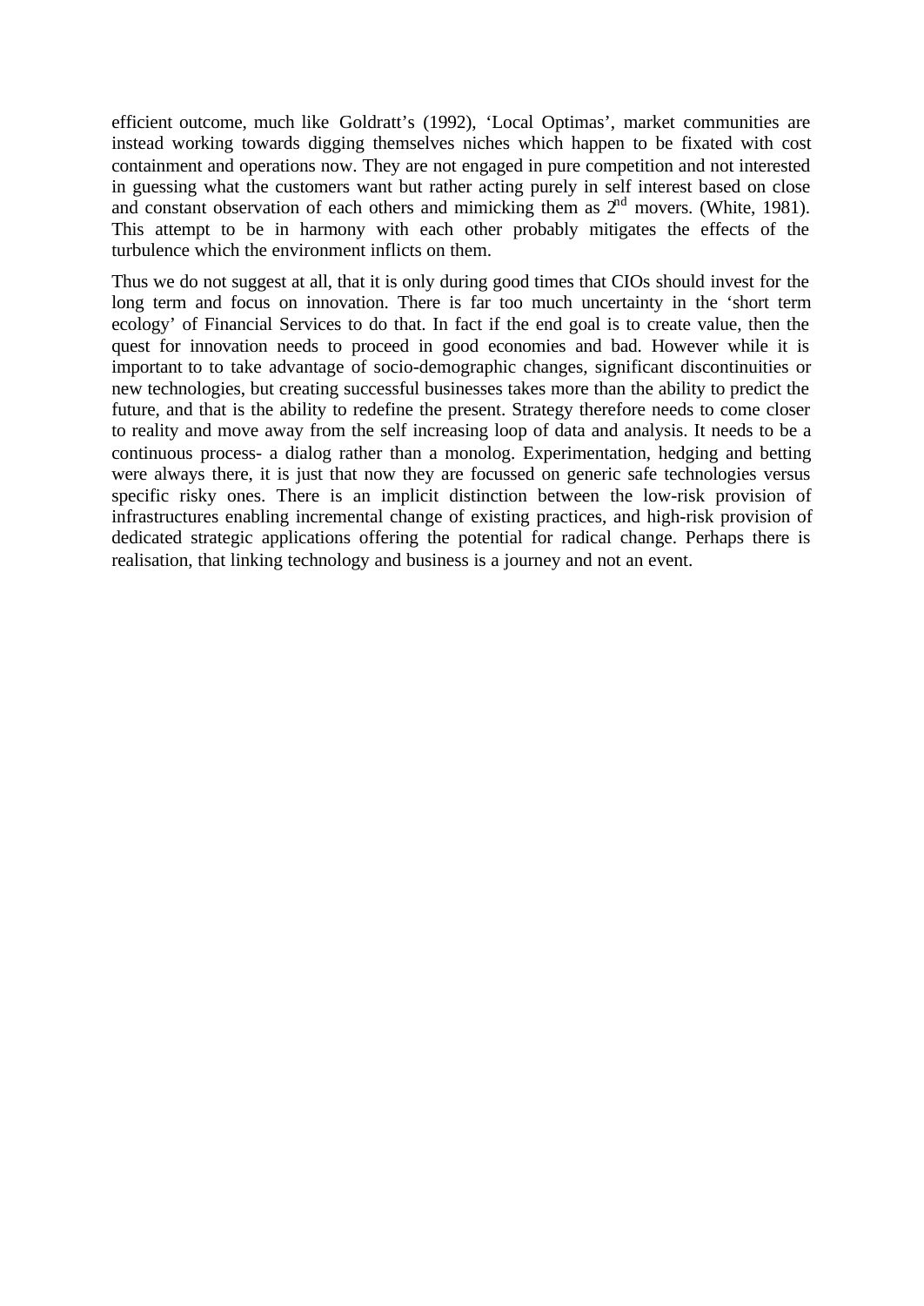efficient outcome, much like Goldratt's (1992), 'Local Optimas', market communities are instead working towards digging themselves niches which happen to be fixated with cost containment and operations now. They are not engaged in pure competition and not interested in guessing what the customers want but rather acting purely in self interest based on close and constant observation of each others and mimicking them as 2nd movers. (White, 1981). This attempt to be in harmony with each other probably mitigates the effects of the turbulence which the environment inflicts on them.

Thus we do not suggest at all, that it is only during good times that CIOs should invest for the long term and focus on innovation. There is far too much uncertainty in the 'short term ecology' of Financial Services to do that. In fact if the end goal is to create value, then the quest for innovation needs to proceed in good economies and bad. However while it is important to to take advantage of socio-demographic changes, significant discontinuities or new technologies, but creating successful businesses takes more than the ability to predict the future, and that is the ability to redefine the present. Strategy therefore needs to come closer to reality and move away from the self increasing loop of data and analysis. It needs to be a continuous process- a dialog rather than a monolog. Experimentation, hedging and betting were always there, it is just that now they are focussed on generic safe technologies versus specific risky ones. There is an implicit distinction between the low-risk provision of infrastructures enabling incremental change of existing practices, and high-risk provision of dedicated strategic applications offering the potential for radical change. Perhaps there is realisation, that linking technology and business is a journey and not an event.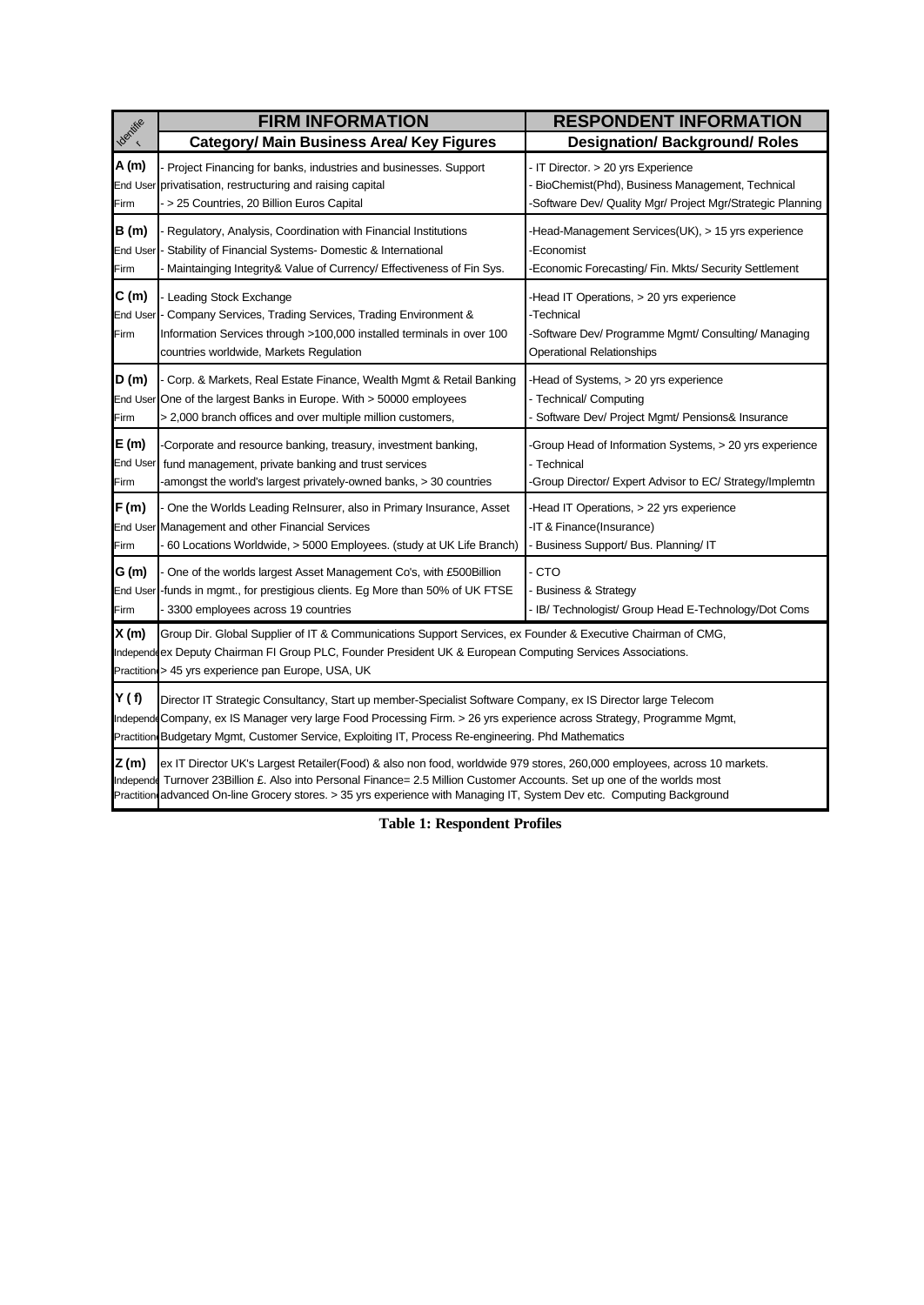| Identifier | FIRM INFORMATION<br>Category/ Main Business Area/ Key Figures | RESPONDENT INFORMATION<br>Designation/ Background/ Roles |
|---|---|---|
| **A (m)**<br>End User Firm | - Project Financing for banks, industries and businesses. Support privatisation, restructuring and raising capital<br>- > 25 Countries, 20 Billion Euros Capital | - IT Director. > 20 yrs Experience<br>- BioChemist(Phd), Business Management, Technical<br>-Software Dev/ Quality Mgr/ Project Mgr/Strategic Planning |
| **B (m)**<br>End User Firm | - Regulatory, Analysis, Coordination with Financial Institutions<br>- Stability of Financial Systems- Domestic & International<br>- Maintainging Integrity& Value of Currency/ Effectiveness of Fin Sys. | -Head-Management Services(UK), > 15 yrs experience<br>-Economist<br>-Economic Forecasting/ Fin. Mkts/ Security Settlement |
| **C (m)**<br>End User Firm | - Leading Stock Exchange<br>- Company Services, Trading Services, Trading Environment & Information Services through >100,000 installed terminals in over 100 countries worldwide, Markets Regulation | -Head IT Operations, > 20 yrs experience<br>-Technical<br>-Software Dev/ Programme Mgmt/ Consulting/ Managing Operational Relationships |
| **D (m)**<br>End User Firm | - Corp. & Markets, Real Estate Finance, Wealth Mgmt & Retail Banking One of the largest Banks in Europe. With > 50000 employees<br>> 2,000 branch offices and over multiple million customers, | -Head of Systems, > 20 yrs experience<br>- Technical/ Computing<br>- Software Dev/ Project Mgmt/ Pensions& Insurance |
| **E (m)**<br>End User Firm | -Corporate and resource banking, treasury, investment banking, fund management, private banking and trust services<br>-amongst the world's largest privately-owned banks, > 30 countries | -Group Head of Information Systems, > 20 yrs experience<br>- Technical<br>-Group Director/ Expert Advisor to EC/ Strategy/Implemtn |
| **F (m)**<br>End User Firm | - One the Worlds Leading ReInsurer, also in Primary Insurance, Asset Management and other Financial Services<br>- 60 Locations Worldwide, > 5000 Employees. (study at UK Life Branch) | -Head IT Operations, > 22 yrs experience<br>-IT & Finance(Insurance)<br>- Business Support/ Bus. Planning/ IT |
| **G (m)**<br>End User Firm | - One of the worlds largest Asset Management Co's, with £500Billion -funds in mgmt., for prestigious clients. Eg More than 50% of UK FTSE<br>- 3300 employees across 19 countries | - CTO<br>- Business & Strategy<br>- IB/ Technologist/ Group Head E-Technology/Dot Coms |
| **X (m)**<br>Independent Practitioner | Group Dir. Global Supplier of IT & Communications Support Services, ex Founder & Executive Chairman of CMG, ex Deputy Chairman FI Group PLC, Founder President UK & European Computing Services Associations. > 45 yrs experience pan Europe, USA, UK | |
| **Y (f)**<br>Independent Practitioner | Director IT Strategic Consultancy, Start up member-Specialist Software Company, ex IS Director large Telecom Company, ex IS Manager very large Food Processing Firm. > 26 yrs experience across Strategy, Programme Mgmt, Budgetary Mgmt, Customer Service, Exploiting IT, Process Re-engineering. Phd Mathematics | |
| **Z (m)**<br>Independent Practitioner | ex IT Director UK's Largest Retailer(Food) & also non food, worldwide 979 stores, 260,000 employees, across 10 markets. Turnover 23Billion £. Also into Personal Finance= 2.5 Million Customer Accounts. Set up one of the worlds most advanced On-line Grocery stores. > 35 yrs experience with Managing IT, System Dev etc. Computing Background | |

**Table 1: Respondent Profiles**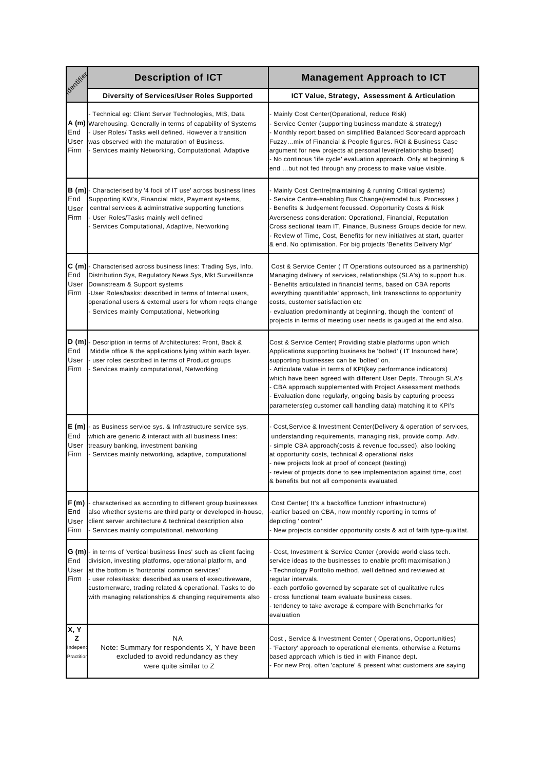| Identifier | Description of ICT | Management Approach to ICT |
|---|---|---|
| | **Diversity of Services/User Roles Supported** | **ICT Value, Strategy, Assessment & Articulation** |
| **A (m)** End User Firm | - Technical eg: Client Server Technologies, MIS, Data Warehousing. Generally in terms of capability of Systems<br>- User Roles/ Tasks well defined. However a transition was observed with the maturation of Business.<br>- Services mainly Networking, Computational, Adaptive | - Mainly Cost Center(Operational, reduce Risk)<br>- Service Center (supporting business mandate & strategy)<br>- Monthly report based on simplified Balanced Scorecard approach Fuzzy…mix of Financial & People figures. ROI & Business Case argument for new projects at personal level(relationship based)<br>- No continous 'life cycle' evaluation approach. Only at beginning & end …but not fed through any process to make value visible. |
| **B (m)** End User Firm | - Characterised by '4 focii of IT use' across business lines Supporting KW's, Financial mkts, Payment systems, central services & adminstrative supporting functions<br>- User Roles/Tasks mainly well defined<br>- Services Computational, Adaptive, Networking | - Mainly Cost Centre(maintaining & running Critical systems)<br>- Service Centre-enabling Bus Change(remodel bus. Processes )<br>- Benefits & Judgement focussed. Opportunity Costs & Risk Averseness consideration: Operational, Financial, Reputation Cross sectional team IT, Finance, Business Groups decide for new.<br>- Review of Time, Cost, Benefits for new initiatives at start, quarter & end. No optimisation. For big projects 'Benefits Delivery Mgr' |
| **C (m)** End User Firm | - Characterised across business lines: Trading Sys, Info. Distribution Sys, Regulatory News Sys, Mkt Surveillance Downstream & Support systems<br>-User Roles/tasks: described in terms of Internal users, operational users & external users for whom reqts change<br>- Services mainly Computational, Networking | Cost & Service Center ( IT Operations outsourced as a partnership) Managing delivery of services, relationships (SLA's) to support bus.<br>- Benefits articulated in financial terms, based on CBA reports everything quantifiable' approach, link transactions to opportunity costs, customer satisfaction etc<br>- evaluation predominantly at beginning, though the 'content' of projects in terms of meeting user needs is gauged at the end also. |
| **D (m)** End User Firm | - Description in terms of Architectures: Front, Back & Middle office & the applications lying within each layer.<br>- user roles described in terms of Product groups<br>- Services mainly computational, Networking | Cost & Service Center( Providing stable platforms upon which Applications supporting business be 'bolted' ( IT Insourced here) supporting businesses can be 'bolted' on.<br>- Articulate value in terms of KPI(key performance indicators) which have been agreed with different User Depts. Through SLA's<br>- CBA approach supplemented with Project Assessment methods<br>- Evaluation done regularly, ongoing basis by capturing process parameters(eg customer call handling data) matching it to KPI's |
| **E (m)** End User Firm | - as Business service sys. & Infrastructure service sys, which are generic & interact with all business lines: treasury banking, investment banking<br>- Services mainly networking, adaptive, computational | - Cost,Service & Investment Center(Delivery & operation of services, understanding requirements, managing risk, provide comp. Adv.<br>- simple CBA approach(costs & revenue focussed), also looking at opportunity costs, technical & operational risks<br>- new projects look at proof of concept (testing)<br>- review of projects done to see implementation against time, cost & benefits but not all components evaluated. |
| **F (m)** End User Firm | - characterised as according to different group businesses also whether systems are third party or developed in-house, client server architecture & technical description also<br>- Services mainly computational, networking | Cost Center( It's a backoffice function/ infrastructure)<br>-earlier based on CBA, now monthly reporting in terms of depicting ' control'<br>- New projects consider opportunity costs & act of faith type-qualitat. |
| **G (m)** End User Firm | - in terms of 'vertical business lines' such as client facing division, investing platforms, operational platform, and at the bottom is 'horizontal common services'<br>- user roles/tasks: described as users of executiveware, customerware, trading related & operational. Tasks to do with managing relationships & changing requirements also | - Cost, Investment & Service Center (provide world class tech. service ideas to the businesses to enable profit maximisation.)<br>- Technology Portfolio method, well defined and reviewed at regular intervals.<br>- each portfolio governed by separate set of qualitative rules<br>- cross functional team evaluate business cases.<br>- tendency to take average & compare with Benchmarks for evaluation |
| **X, Y Z** Independ Practition | NA<br>Note: Summary for respondents X, Y have been excluded to avoid redundancy as they were quite similar to Z | Cost , Service & Investment Center ( Operations, Opportunities)<br>- 'Factory' approach to operational elements, otherwise a Returns based approach which is tied in with Finance dept.<br>- For new Proj. often 'capture' & present what customers are saying |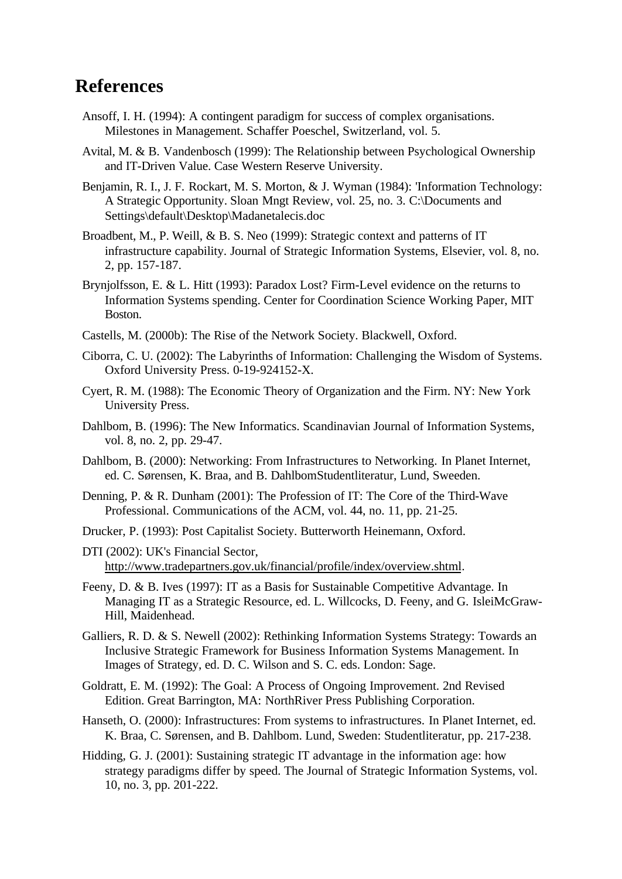# References

Ansoff, I. H. (1994): A contingent paradigm for success of complex organisations. Milestones in Management. Schaffer Poeschel, Switzerland, vol. 5.

Avital, M. & B. Vandenbosch (1999): The Relationship between Psychological Ownership and IT-Driven Value. Case Western Reserve University.

Benjamin, R. I., J. F. Rockart, M. S. Morton, & J. Wyman (1984): 'Information Technology: A Strategic Opportunity. Sloan Mngt Review, vol. 25, no. 3. C:\Documents and Settings\default\Desktop\Madanetalecis.doc

Broadbent, M., P. Weill, & B. S. Neo (1999): Strategic context and patterns of IT infrastructure capability. Journal of Strategic Information Systems, Elsevier, vol. 8, no. 2, pp. 157-187.

Brynjolfsson, E. & L. Hitt (1993): Paradox Lost? Firm-Level evidence on the returns to Information Systems spending. Center for Coordination Science Working Paper, MIT Boston.

Castells, M. (2000b): The Rise of the Network Society. Blackwell, Oxford.

Ciborra, C. U. (2002): The Labyrinths of Information: Challenging the Wisdom of Systems. Oxford University Press. 0-19-924152-X.

Cyert, R. M. (1988): The Economic Theory of Organization and the Firm. NY: New York University Press.

Dahlbom, B. (1996): The New Informatics. Scandinavian Journal of Information Systems, vol. 8, no. 2, pp. 29-47.

Dahlbom, B. (2000): Networking: From Infrastructures to Networking. In Planet Internet, ed. C. Sørensen, K. Braa, and B. DahlbomStudentlitteratur, Lund, Sweeden.

Denning, P. & R. Dunham (2001): The Profession of IT: The Core of the Third-Wave Professional. Communications of the ACM, vol. 44, no. 11, pp. 21-25.

Drucker, P. (1993): Post Capitalist Society. Butterworth Heinemann, Oxford.

DTI (2002): UK's Financial Sector, http://www.tradepartners.gov.uk/financial/profile/index/overview.shtml.

Feeny, D. & B. Ives (1997): IT as a Basis for Sustainable Competitive Advantage. In Managing IT as a Strategic Resource, ed. L. Willcocks, D. Feeny, and G. IsleiMcGraw-Hill, Maidenhead.

Galliers, R. D. & S. Newell (2002): Rethinking Information Systems Strategy: Towards an Inclusive Strategic Framework for Business Information Systems Management. In Images of Strategy, ed. D. C. Wilson and S. C. eds. London: Sage.

Goldratt, E. M. (1992): The Goal: A Process of Ongoing Improvement. 2nd Revised Edition. Great Barrington, MA: NorthRiver Press Publishing Corporation.

Hanseth, O. (2000): Infrastructures: From systems to infrastructures. In Planet Internet, ed. K. Braa, C. Sørensen, and B. Dahlbom. Lund, Sweden: Studentlitteratur, pp. 217-238.

Hidding, G. J. (2001): Sustaining strategic IT advantage in the information age: how strategy paradigms differ by speed. The Journal of Strategic Information Systems, vol. 10, no. 3, pp. 201-222.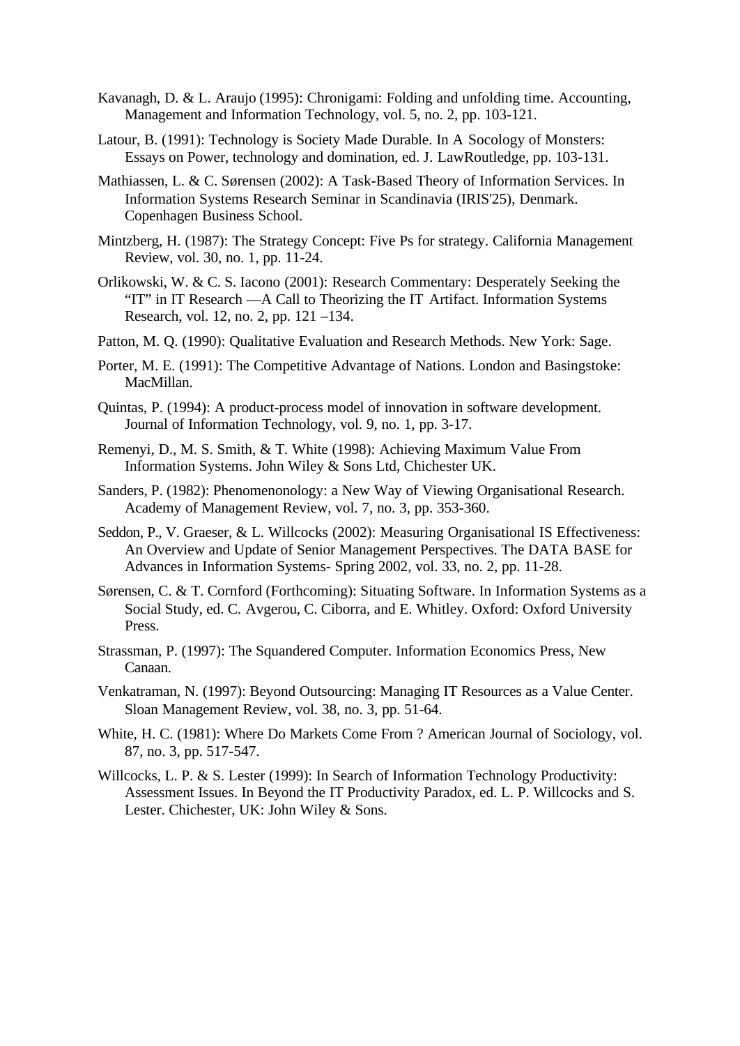Kavanagh, D. & L. Araujo (1995): Chronigami: Folding and unfolding time. Accounting, Management and Information Technology, vol. 5, no. 2, pp. 103-121.

Latour, B. (1991): Technology is Society Made Durable. In A Socology of Monsters: Essays on Power, technology and domination, ed. J. LawRoutledge, pp. 103-131.

Mathiassen, L. & C. Sørensen (2002): A Task-Based Theory of Information Services. In Information Systems Research Seminar in Scandinavia (IRIS'25), Denmark. Copenhagen Business School.

Mintzberg, H. (1987): The Strategy Concept: Five Ps for strategy. California Management Review, vol. 30, no. 1, pp. 11-24.

Orlikowski, W. & C. S. Iacono (2001): Research Commentary: Desperately Seeking the "IT" in IT Research —A Call to Theorizing the IT Artifact. Information Systems Research, vol. 12, no. 2, pp. 121 –134.

Patton, M. Q. (1990): Qualitative Evaluation and Research Methods. New York: Sage.

Porter, M. E. (1991): The Competitive Advantage of Nations. London and Basingstoke: MacMillan.

Quintas, P. (1994): A product-process model of innovation in software development. Journal of Information Technology, vol. 9, no. 1, pp. 3-17.

Remenyi, D., M. S. Smith, & T. White (1998): Achieving Maximum Value From Information Systems. John Wiley & Sons Ltd, Chichester UK.

Sanders, P. (1982): Phenomenonology: a New Way of Viewing Organisational Research. Academy of Management Review, vol. 7, no. 3, pp. 353-360.

Seddon, P., V. Graeser, & L. Willcocks (2002): Measuring Organisational IS Effectiveness: An Overview and Update of Senior Management Perspectives. The DATA BASE for Advances in Information Systems- Spring 2002, vol. 33, no. 2, pp. 11-28.

Sørensen, C. & T. Cornford (Forthcoming): Situating Software. In Information Systems as a Social Study, ed. C. Avgerou, C. Ciborra, and E. Whitley. Oxford: Oxford University Press.

Strassman, P. (1997): The Squandered Computer. Information Economics Press, New Canaan.

Venkatraman, N. (1997): Beyond Outsourcing: Managing IT Resources as a Value Center. Sloan Management Review, vol. 38, no. 3, pp. 51-64.

White, H. C. (1981): Where Do Markets Come From ? American Journal of Sociology, vol. 87, no. 3, pp. 517-547.

Willcocks, L. P. & S. Lester (1999): In Search of Information Technology Productivity: Assessment Issues. In Beyond the IT Productivity Paradox, ed. L. P. Willcocks and S. Lester. Chichester, UK: John Wiley & Sons.